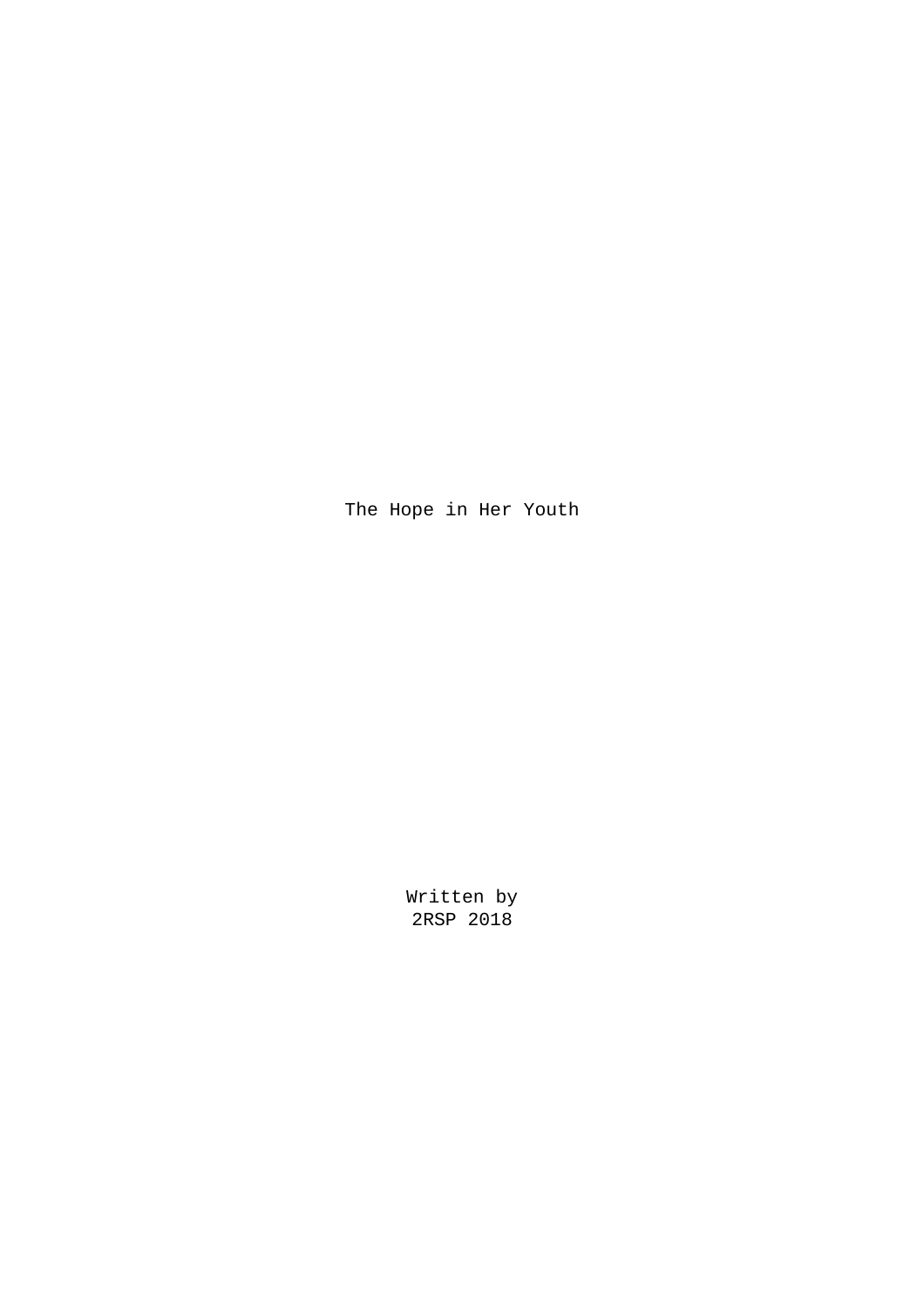# The Hope in Her Youth

Written by
2RSP 2018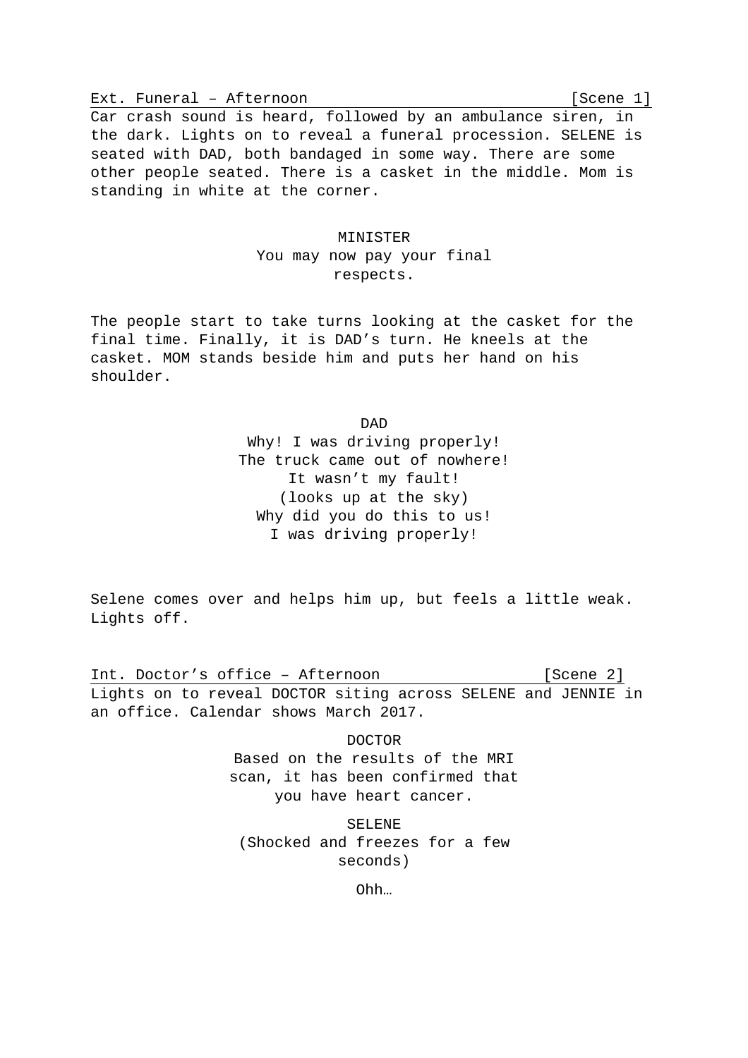Ext. Funeral – Afternoon [Scene 1]

Car crash sound is heard, followed by an ambulance siren, in the dark. Lights on to reveal a funeral procession. SELENE is seated with DAD, both bandaged in some way. There are some other people seated. There is a casket in the middle. Mom is standing in white at the corner.

MINISTER
You may now pay your final respects.

The people start to take turns looking at the casket for the final time. Finally, it is DAD's turn. He kneels at the casket. MOM stands beside him and puts her hand on his shoulder.

DAD
Why! I was driving properly!
The truck came out of nowhere!
It wasn't my fault!
(looks up at the sky)
Why did you do this to us!
I was driving properly!

Selene comes over and helps him up, but feels a little weak. Lights off.

Int. Doctor's office – Afternoon [Scene 2]

Lights on to reveal DOCTOR siting across SELENE and JENNIE in an office. Calendar shows March 2017.

DOCTOR
Based on the results of the MRI scan, it has been confirmed that you have heart cancer.

SELENE
(Shocked and freezes for a few seconds)
Ohh…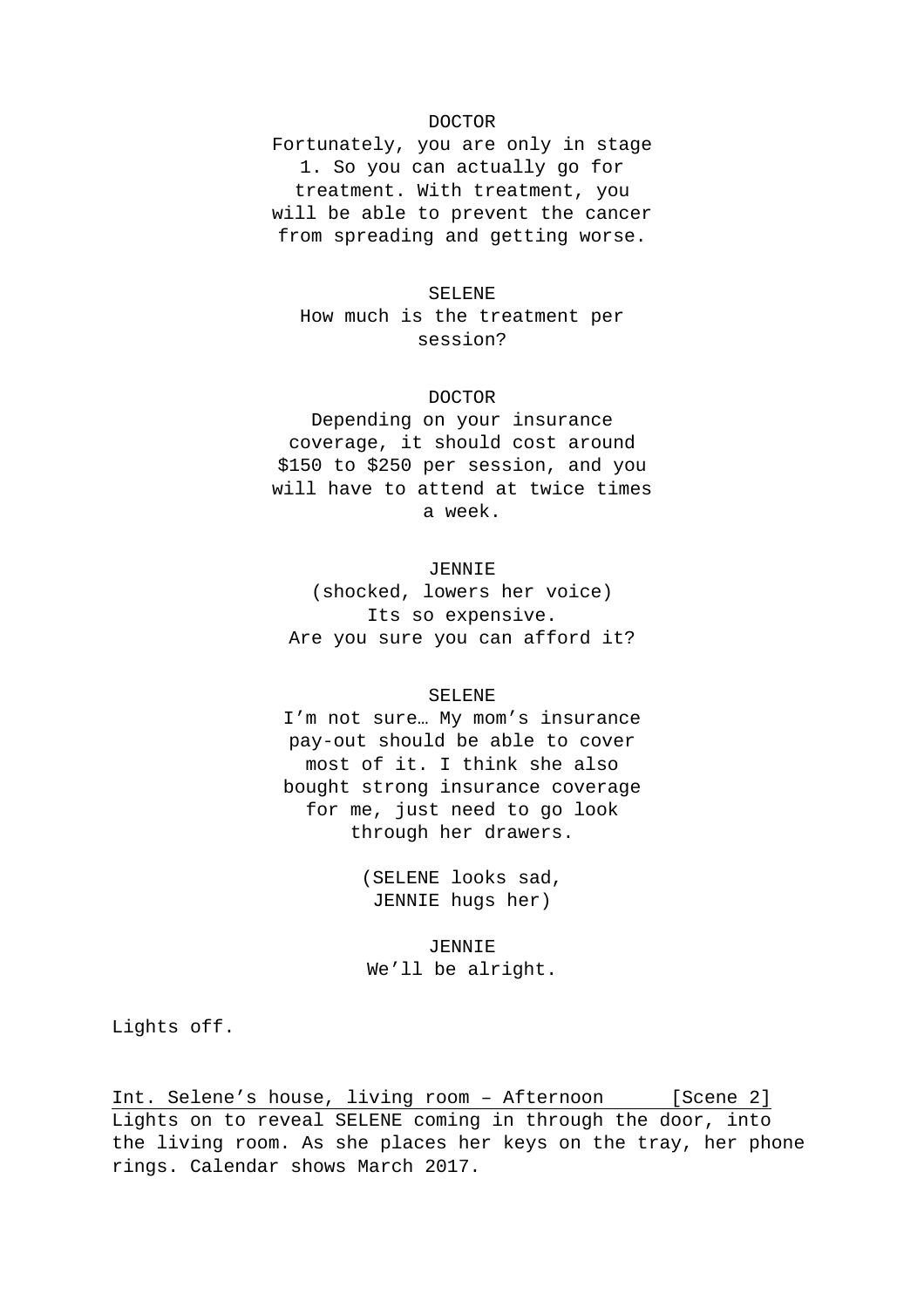DOCTOR

Fortunately, you are only in stage 1. So you can actually go for treatment. With treatment, you will be able to prevent the cancer from spreading and getting worse.

SELENE

How much is the treatment per session?

DOCTOR

Depending on your insurance coverage, it should cost around $150 to $250 per session, and you will have to attend at twice times a week.

JENNIE

(shocked, lowers her voice)
Its so expensive.
Are you sure you can afford it?

SELENE

I'm not sure… My mom's insurance pay-out should be able to cover most of it. I think she also bought strong insurance coverage for me, just need to go look through her drawers.

(SELENE looks sad, JENNIE hugs her)

JENNIE

We'll be alright.

Lights off.

<u>Int. Selene's house, living room – Afternoon [Scene 2]</u>

Lights on to reveal SELENE coming in through the door, into the living room. As she places her keys on the tray, her phone rings. Calendar shows March 2017.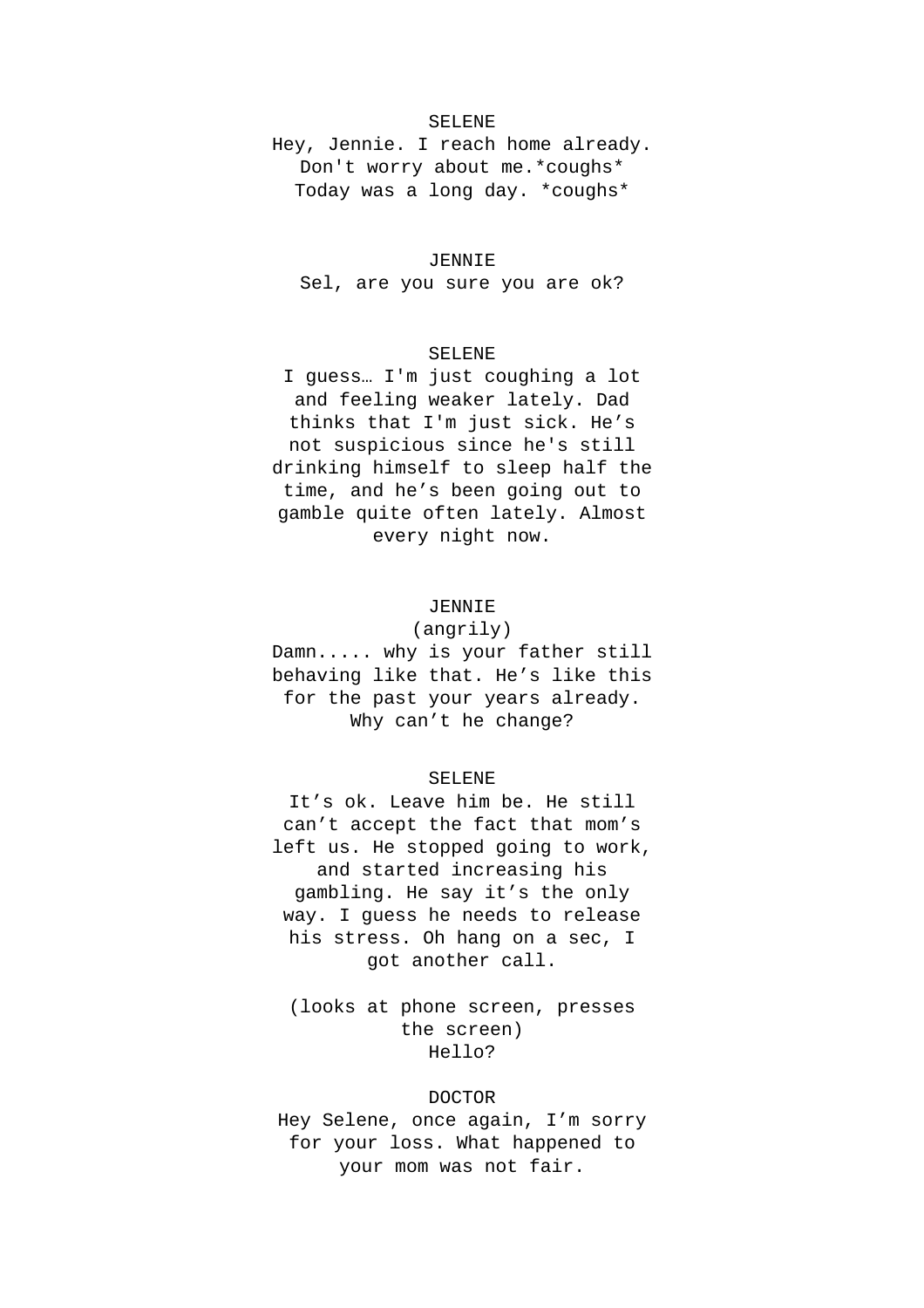SELENE

Hey, Jennie. I reach home already. Don't worry about me.*coughs* Today was a long day. *coughs*

JENNIE

Sel, are you sure you are ok?

SELENE

I guess… I'm just coughing a lot and feeling weaker lately. Dad thinks that I'm just sick. He’s not suspicious since he's still drinking himself to sleep half the time, and he’s been going out to gamble quite often lately. Almost every night now.

JENNIE

(angrily)

Damn..... why is your father still behaving like that. He’s like this for the past your years already. Why can’t he change?

SELENE

It’s ok. Leave him be. He still can’t accept the fact that mom’s left us. He stopped going to work, and started increasing his gambling. He say it’s the only way. I guess he needs to release his stress. Oh hang on a sec, I got another call.

(looks at phone screen, presses the screen)

Hello?

DOCTOR

Hey Selene, once again, I’m sorry for your loss. What happened to your mom was not fair.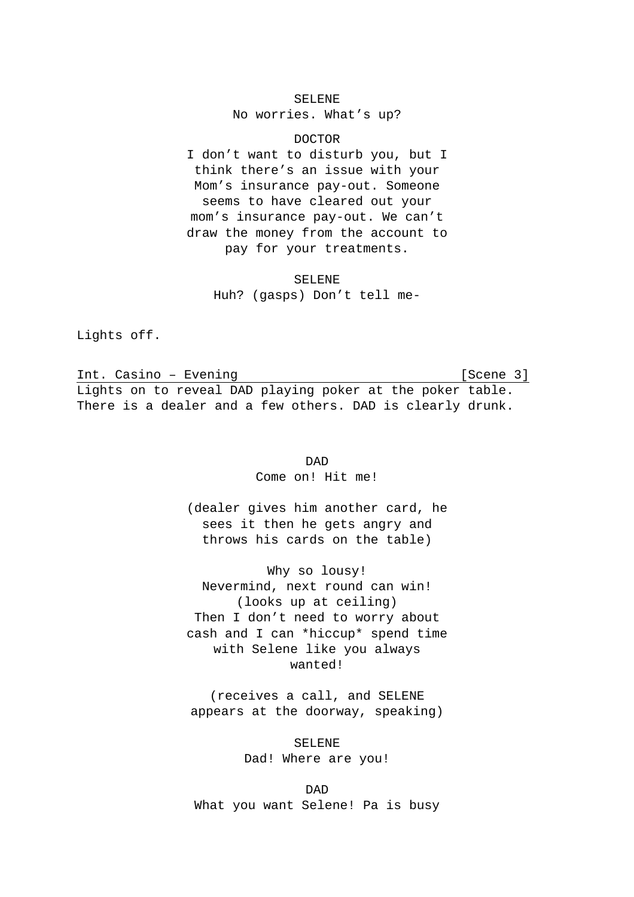SELENE

No worries. What’s up?

DOCTOR

I don’t want to disturb you, but I think there’s an issue with your Mom’s insurance pay-out. Someone seems to have cleared out your mom’s insurance pay-out. We can’t draw the money from the account to pay for your treatments.

SELENE

Huh? (gasps) Don’t tell me-

Lights off.

Int. Casino – Evening [Scene 3]

Lights on to reveal DAD playing poker at the poker table. There is a dealer and a few others. DAD is clearly drunk.

DAD

Come on! Hit me!

(dealer gives him another card, he sees it then he gets angry and throws his cards on the table)

Why so lousy!
Nevermind, next round can win!
(looks up at ceiling)
Then I don’t need to worry about cash and I can *hiccup* spend time with Selene like you always wanted!

(receives a call, and SELENE appears at the doorway, speaking)

SELENE

Dad! Where are you!

DAD

What you want Selene! Pa is busy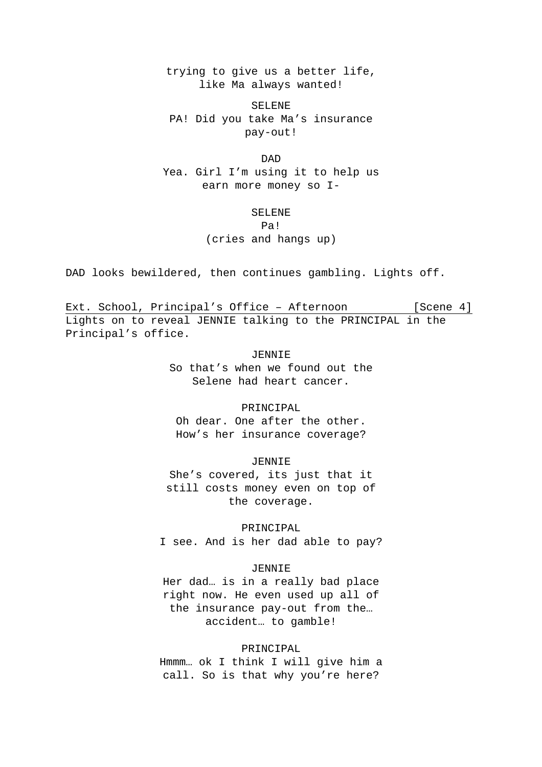trying to give us a better life, like Ma always wanted!

SELENE

PA! Did you take Ma's insurance pay-out!

DAD

Yea. Girl I'm using it to help us earn more money so I-

SELENE

Pa!

(cries and hangs up)

DAD looks bewildered, then continues gambling. Lights off.

Ext. School, Principal's Office – Afternoon [Scene 4]

Lights on to reveal JENNIE talking to the PRINCIPAL in the Principal's office.

JENNIE

So that's when we found out the Selene had heart cancer.

PRINCIPAL

Oh dear. One after the other. How's her insurance coverage?

JENNIE

She's covered, its just that it still costs money even on top of the coverage.

PRINCIPAL

I see. And is her dad able to pay?

JENNIE

Her dad… is in a really bad place right now. He even used up all of the insurance pay-out from the… accident… to gamble!

PRINCIPAL

Hmmm… ok I think I will give him a call. So is that why you're here?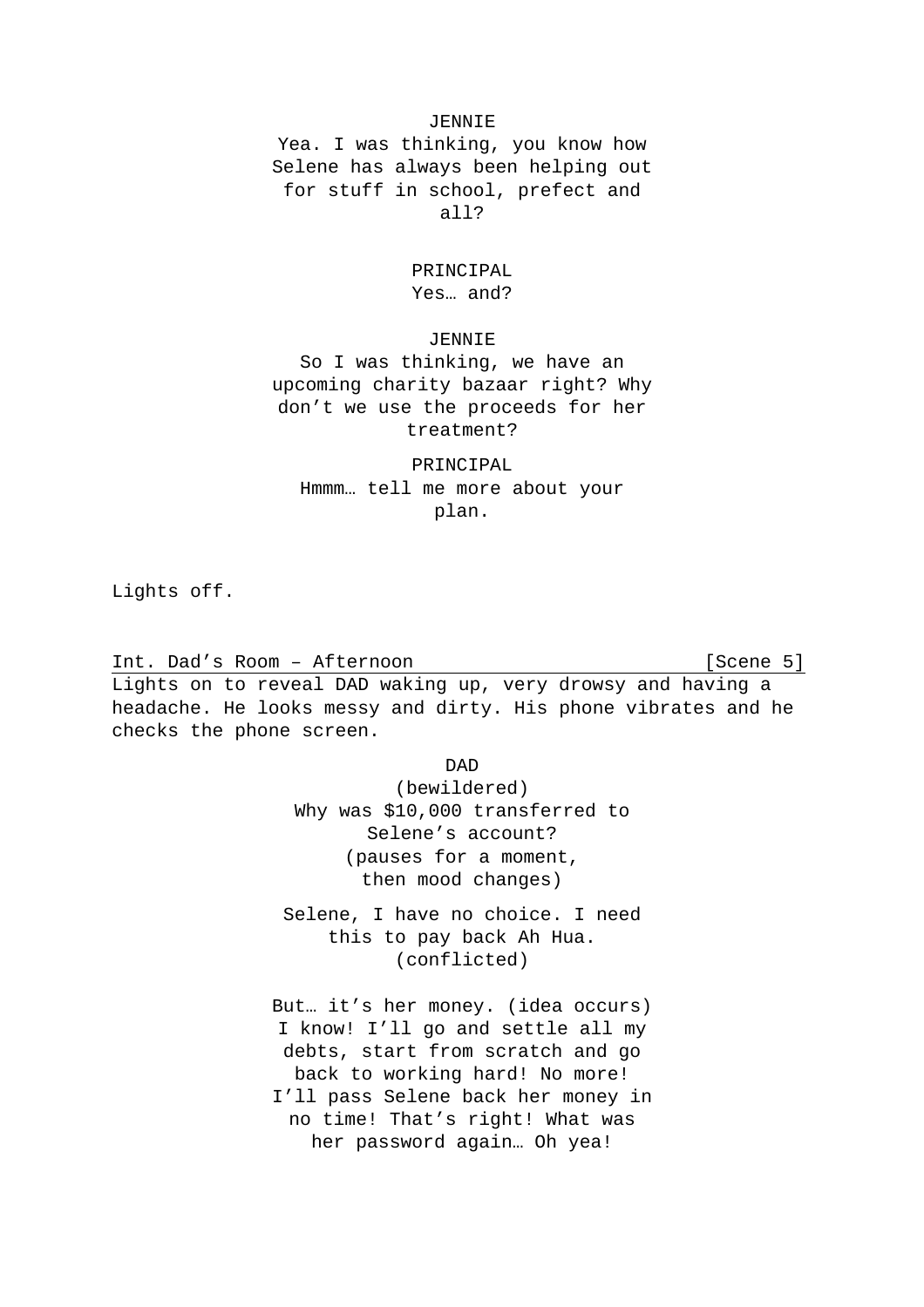JENNIE
Yea. I was thinking, you know how Selene has always been helping out for stuff in school, prefect and all?

PRINCIPAL
Yes… and?

JENNIE
So I was thinking, we have an upcoming charity bazaar right? Why don't we use the proceeds for her treatment?

PRINCIPAL
Hmmm… tell me more about your plan.

Lights off.

Int. Dad's Room – Afternoon [Scene 5]

Lights on to reveal DAD waking up, very drowsy and having a headache. He looks messy and dirty. His phone vibrates and he checks the phone screen.

DAD
(bewildered)
Why was $10,000 transferred to Selene's account?
(pauses for a moment, then mood changes)

Selene, I have no choice. I need this to pay back Ah Hua.
(conflicted)

But… it's her money. (idea occurs) I know! I'll go and settle all my debts, start from scratch and go back to working hard! No more! I'll pass Selene back her money in no time! That's right! What was her password again… Oh yea!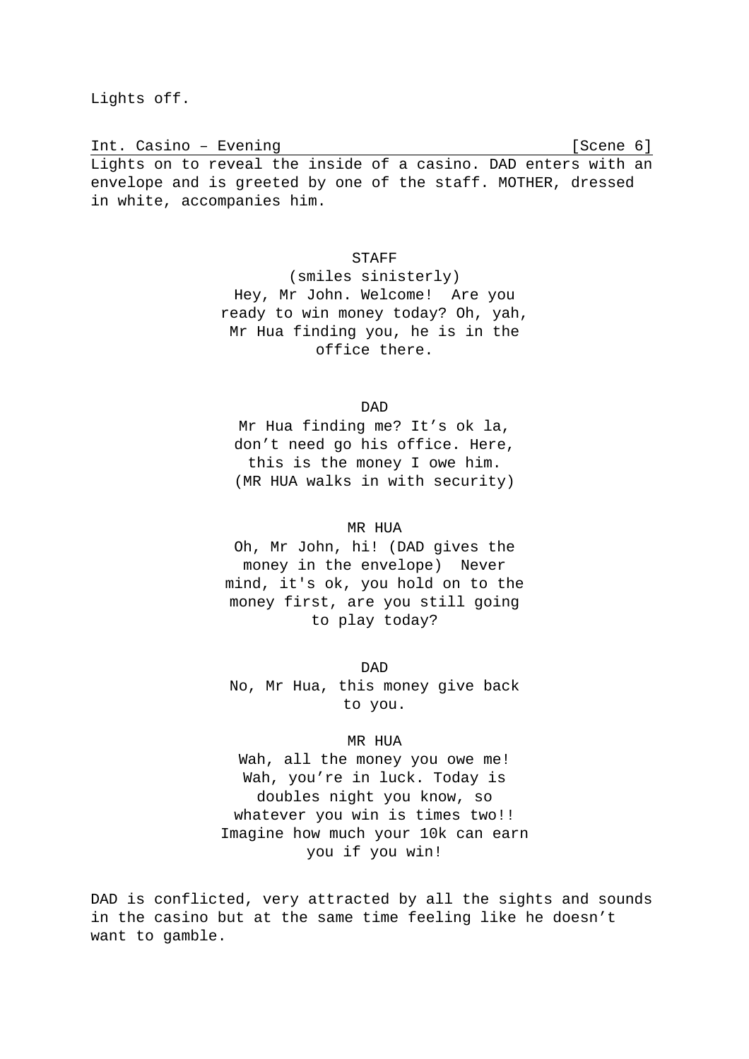Lights off.

Int. Casino – Evening [Scene 6]

Lights on to reveal the inside of a casino. DAD enters with an envelope and is greeted by one of the staff. MOTHER, dressed in white, accompanies him.

STAFF
(smiles sinisterly)
Hey, Mr John. Welcome! Are you ready to win money today? Oh, yah, Mr Hua finding you, he is in the office there.

DAD
Mr Hua finding me? It’s ok la, don’t need go his office. Here, this is the money I owe him.
(MR HUA walks in with security)

MR HUA
Oh, Mr John, hi! (DAD gives the money in the envelope) Never mind, it's ok, you hold on to the money first, are you still going to play today?

DAD
No, Mr Hua, this money give back to you.

MR HUA
Wah, all the money you owe me! Wah, you’re in luck. Today is doubles night you know, so whatever you win is times two!! Imagine how much your 10k can earn you if you win!

DAD is conflicted, very attracted by all the sights and sounds in the casino but at the same time feeling like he doesn’t want to gamble.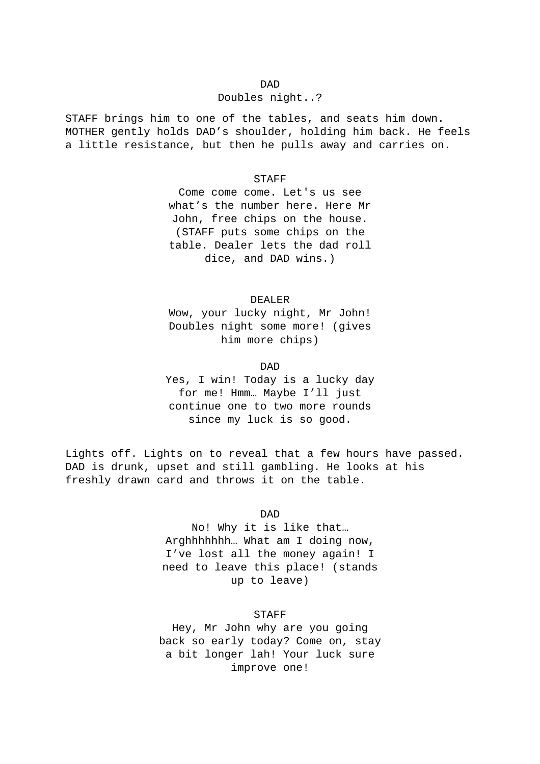DAD

Doubles night..?

STAFF brings him to one of the tables, and seats him down. MOTHER gently holds DAD's shoulder, holding him back. He feels a little resistance, but then he pulls away and carries on.

STAFF

Come come come. Let's us see what's the number here. Here Mr John, free chips on the house. (STAFF puts some chips on the table. Dealer lets the dad roll dice, and DAD wins.)

DEALER

Wow, your lucky night, Mr John! Doubles night some more! (gives him more chips)

DAD

Yes, I win! Today is a lucky day for me! Hmm… Maybe I'll just continue one to two more rounds since my luck is so good.

Lights off. Lights on to reveal that a few hours have passed. DAD is drunk, upset and still gambling. He looks at his freshly drawn card and throws it on the table.

DAD

No! Why it is like that… Arghhhhhhh… What am I doing now, I've lost all the money again! I need to leave this place! (stands up to leave)

STAFF

Hey, Mr John why are you going back so early today? Come on, stay a bit longer lah! Your luck sure improve one!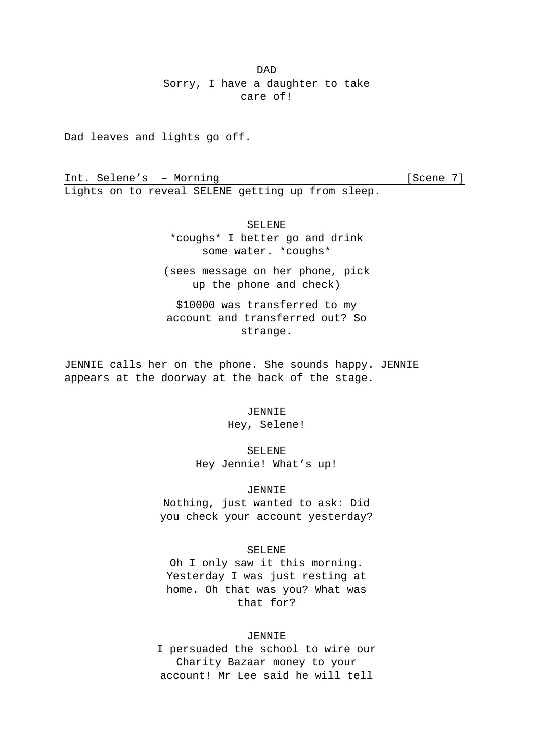DAD

Sorry, I have a daughter to take care of!

Dad leaves and lights go off.

Int. Selene's – Morning [Scene 7]

Lights on to reveal SELENE getting up from sleep.

SELENE

*coughs* I better go and drink some water. *coughs*

(sees message on her phone, pick up the phone and check)

$10000 was transferred to my account and transferred out? So strange.

JENNIE calls her on the phone. She sounds happy. JENNIE appears at the doorway at the back of the stage.

JENNIE

Hey, Selene!

SELENE

Hey Jennie! What's up!

JENNIE

Nothing, just wanted to ask: Did you check your account yesterday?

SELENE

Oh I only saw it this morning. Yesterday I was just resting at home. Oh that was you? What was that for?

JENNIE

I persuaded the school to wire our Charity Bazaar money to your account! Mr Lee said he will tell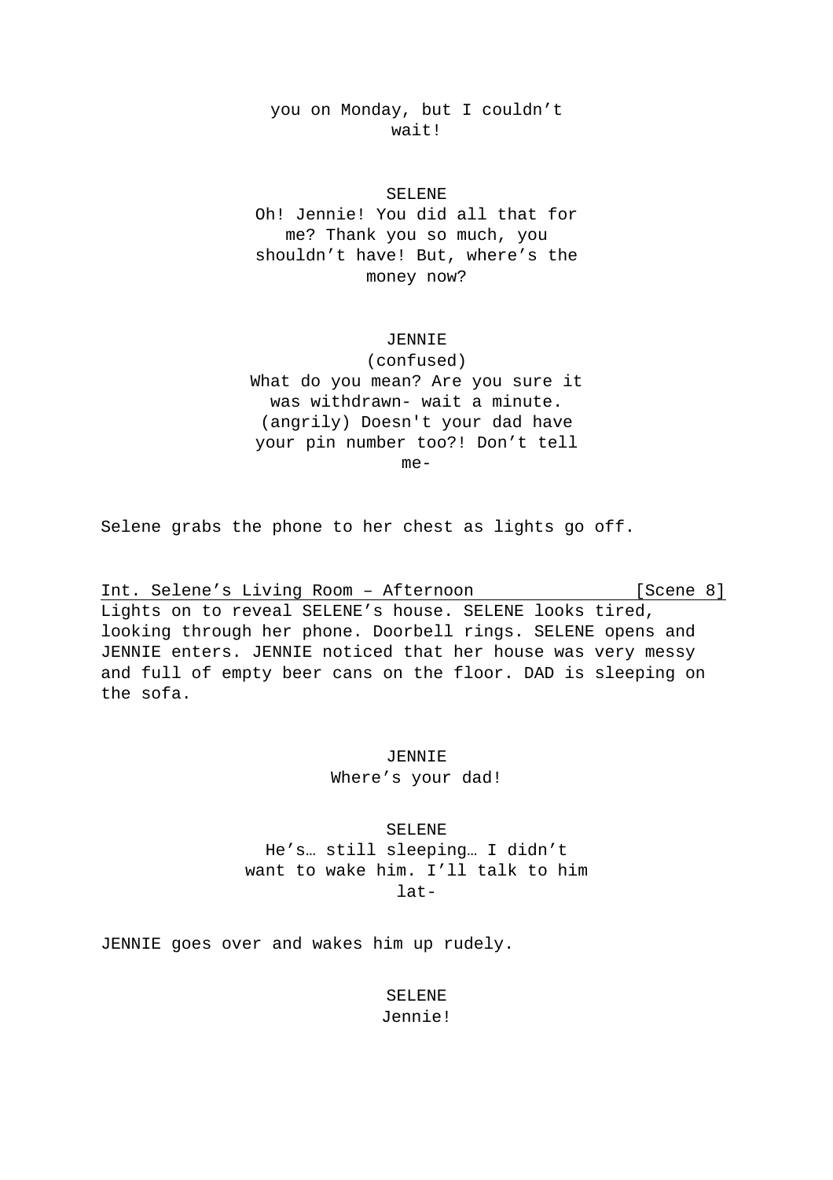you on Monday, but I couldn’t wait!

SELENE
Oh! Jennie! You did all that for me? Thank you so much, you shouldn’t have! But, where’s the money now?

JENNIE
(confused)
What do you mean? Are you sure it was withdrawn- wait a minute. (angrily) Doesn't your dad have your pin number too?! Don’t tell me-

Selene grabs the phone to her chest as lights go off.

Int. Selene’s Living Room – Afternoon [Scene 8]

Lights on to reveal SELENE’s house. SELENE looks tired, looking through her phone. Doorbell rings. SELENE opens and JENNIE enters. JENNIE noticed that her house was very messy and full of empty beer cans on the floor. DAD is sleeping on the sofa.

JENNIE
Where’s your dad!

SELENE
He’s… still sleeping… I didn’t want to wake him. I’ll talk to him lat-

JENNIE goes over and wakes him up rudely.

SELENE
Jennie!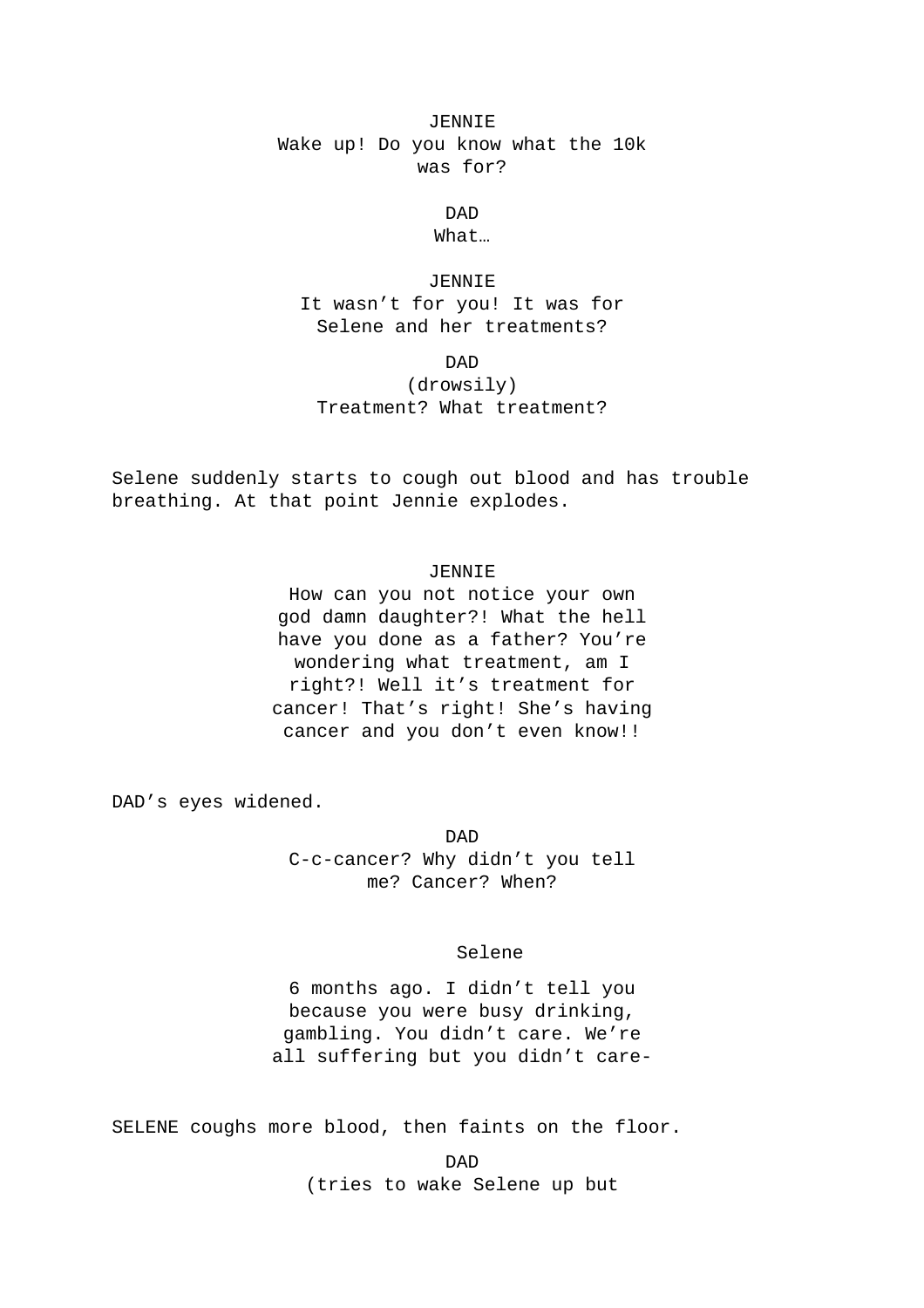JENNIE
Wake up! Do you know what the 10k was for?

DAD
What…

JENNIE
It wasn't for you! It was for Selene and her treatments?

DAD
(drowsily)
Treatment? What treatment?

Selene suddenly starts to cough out blood and has trouble breathing. At that point Jennie explodes.

JENNIE
How can you not notice your own god damn daughter?! What the hell have you done as a father? You're wondering what treatment, am I right?! Well it's treatment for cancer! That's right! She's having cancer and you don't even know!!

DAD's eyes widened.

DAD
C-c-cancer? Why didn't you tell me? Cancer? When?

Selene

6 months ago. I didn't tell you because you were busy drinking, gambling. You didn't care. We're all suffering but you didn't care-

SELENE coughs more blood, then faints on the floor.

DAD
(tries to wake Selene up but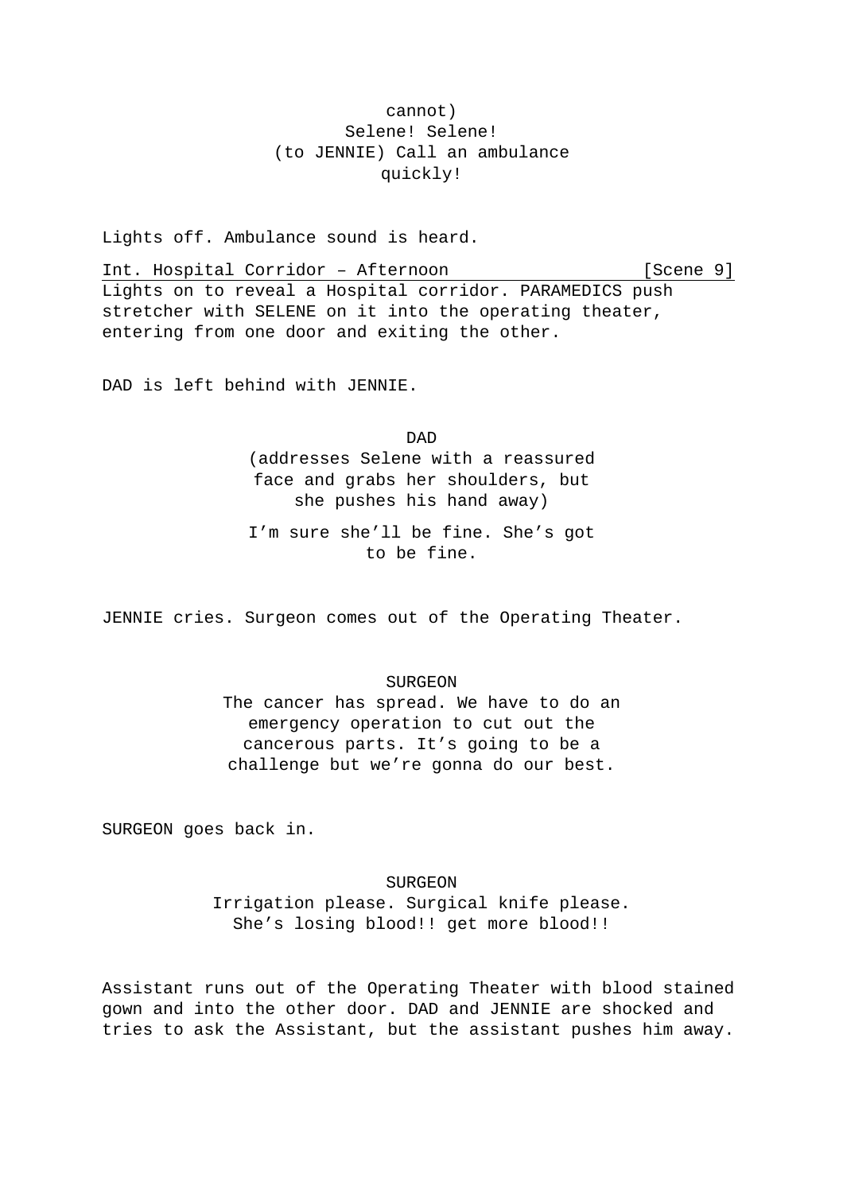cannot)
Selene! Selene!
(to JENNIE) Call an ambulance quickly!

Lights off. Ambulance sound is heard.

Int. Hospital Corridor – Afternoon [Scene 9]

Lights on to reveal a Hospital corridor. PARAMEDICS push stretcher with SELENE on it into the operating theater, entering from one door and exiting the other.

DAD is left behind with JENNIE.

DAD
(addresses Selene with a reassured face and grabs her shoulders, but she pushes his hand away)

I'm sure she'll be fine. She's got to be fine.

JENNIE cries. Surgeon comes out of the Operating Theater.

SURGEON
The cancer has spread. We have to do an emergency operation to cut out the cancerous parts. It's going to be a challenge but we're gonna do our best.

SURGEON goes back in.

SURGEON
Irrigation please. Surgical knife please. She's losing blood!! get more blood!!

Assistant runs out of the Operating Theater with blood stained gown and into the other door. DAD and JENNIE are shocked and tries to ask the Assistant, but the assistant pushes him away.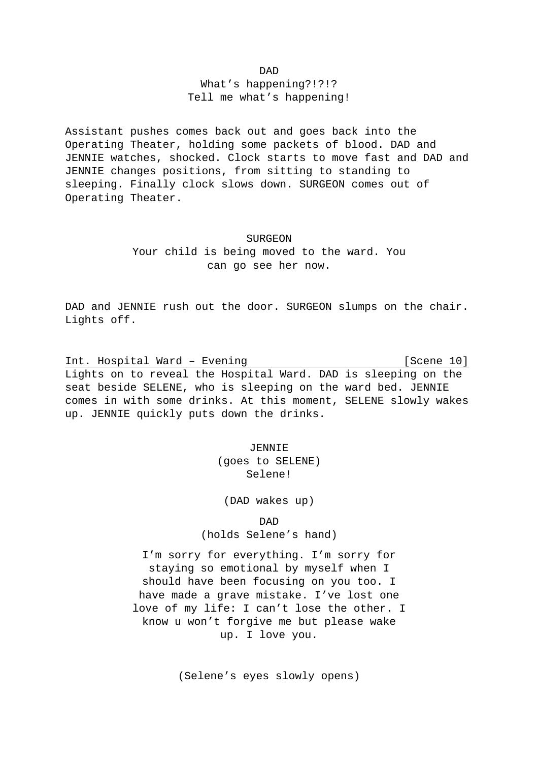DAD

What's happening?!?!?
Tell me what's happening!

Assistant pushes comes back out and goes back into the Operating Theater, holding some packets of blood. DAD and JENNIE watches, shocked. Clock starts to move fast and DAD and JENNIE changes positions, from sitting to standing to sleeping. Finally clock slows down. SURGEON comes out of Operating Theater.

SURGEON

Your child is being moved to the ward. You can go see her now.

DAD and JENNIE rush out the door. SURGEON slumps on the chair. Lights off.

Int. Hospital Ward – Evening [Scene 10]

Lights on to reveal the Hospital Ward. DAD is sleeping on the seat beside SELENE, who is sleeping on the ward bed. JENNIE comes in with some drinks. At this moment, SELENE slowly wakes up. JENNIE quickly puts down the drinks.

JENNIE

(goes to SELENE)

Selene!

(DAD wakes up)

DAD

(holds Selene's hand)

I'm sorry for everything. I'm sorry for staying so emotional by myself when I should have been focusing on you too. I have made a grave mistake. I've lost one love of my life: I can't lose the other. I know u won't forgive me but please wake up. I love you.

(Selene's eyes slowly opens)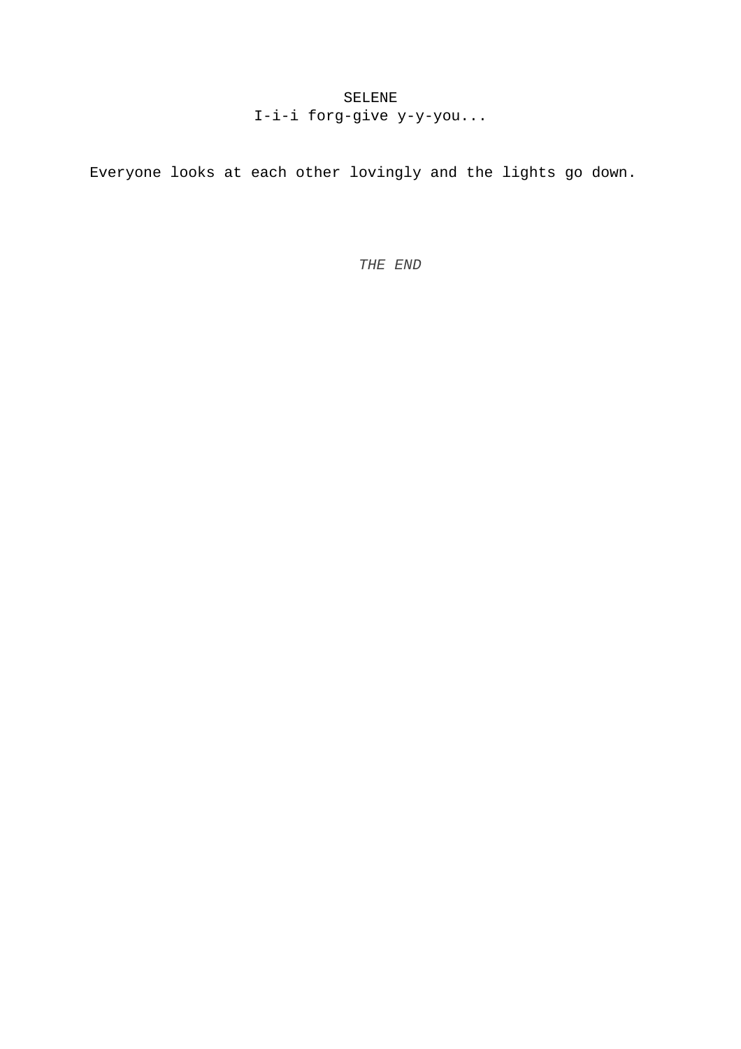SELENE
I-i-i forg-give y-y-you...

Everyone looks at each other lovingly and the lights go down.

*THE END*